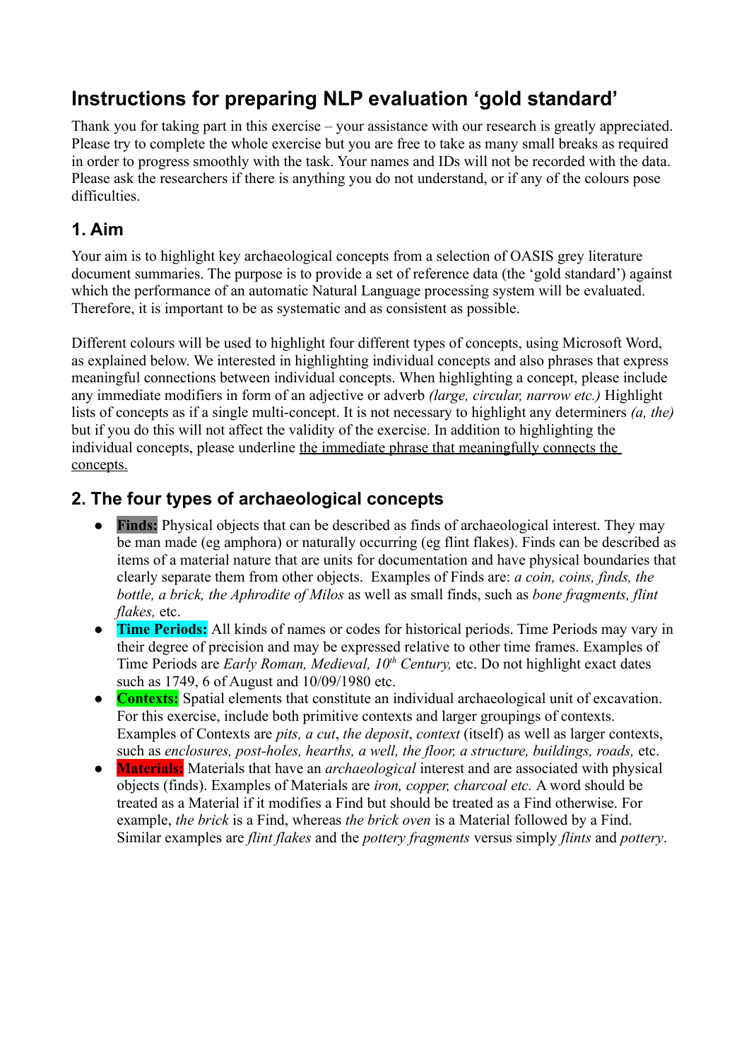# Instructions for preparing NLP evaluation 'gold standard'

Thank you for taking part in this exercise – your assistance with our research is greatly appreciated. Please try to complete the whole exercise but you are free to take as many small breaks as required in order to progress smoothly with the task. Your names and IDs will not be recorded with the data. Please ask the researchers if there is anything you do not understand, or if any of the colours pose difficulties.

## 1. Aim

Your aim is to highlight key archaeological concepts from a selection of OASIS grey literature document summaries. The purpose is to provide a set of reference data (the 'gold standard') against which the performance of an automatic Natural Language processing system will be evaluated. Therefore, it is important to be as systematic and as consistent as possible.

Different colours will be used to highlight four different types of concepts, using Microsoft Word, as explained below. We interested in highlighting individual concepts and also phrases that express meaningful connections between individual concepts. When highlighting a concept, please include any immediate modifiers in form of an adjective or adverb *(large, circular, narrow etc.)* Highlight lists of concepts as if a single multi-concept. It is not necessary to highlight any determiners *(a, the)* but if you do this will not affect the validity of the exercise. In addition to highlighting the individual concepts, please underline <u>the immediate phrase that meaningfully connects the concepts.</u>

## 2. The four types of archaeological concepts

- **Finds:** Physical objects that can be described as finds of archaeological interest. They may be man made (eg amphora) or naturally occurring (eg flint flakes). Finds can be described as items of a material nature that are units for documentation and have physical boundaries that clearly separate them from other objects. Examples of Finds are: *a coin, coins, finds, the bottle, a brick, the Aphrodite of Milos* as well as small finds, such as *bone fragments, flint flakes,* etc.
- **Time Periods:** All kinds of names or codes for historical periods. Time Periods may vary in their degree of precision and may be expressed relative to other time frames. Examples of Time Periods are *Early Roman, Medieval, 10th Century,* etc. Do not highlight exact dates such as 1749, 6 of August and 10/09/1980 etc.
- **Contexts:** Spatial elements that constitute an individual archaeological unit of excavation. For this exercise, include both primitive contexts and larger groupings of contexts. Examples of Contexts are *pits, a cut*, *the deposit*, *context* (itself) as well as larger contexts, such as *enclosures, post-holes, hearths, a well, the floor, a structure, buildings, roads,* etc.
- **Materials:** Materials that have an *archaeological* interest and are associated with physical objects (finds). Examples of Materials are *iron, copper, charcoal etc.* A word should be treated as a Material if it modifies a Find but should be treated as a Find otherwise. For example, *the brick* is a Find, whereas *the brick oven* is a Material followed by a Find. Similar examples are *flint flakes* and the *pottery fragments* versus simply *flints* and *pottery*.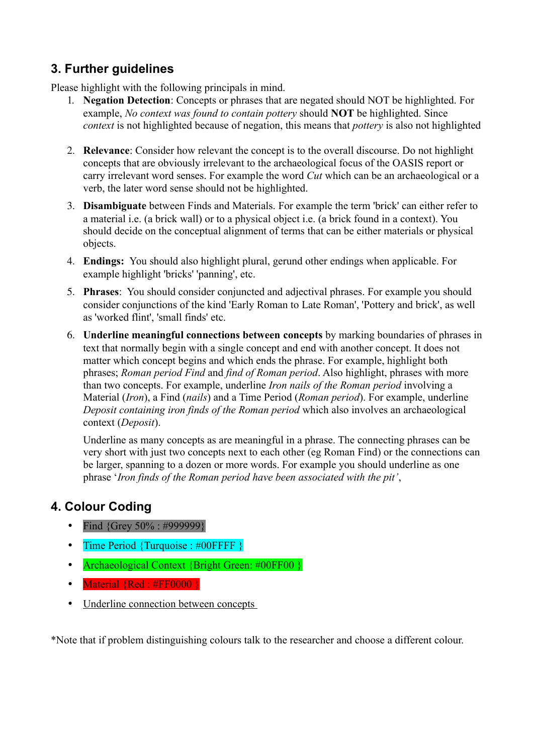## 3. Further guidelines

Please highlight with the following principals in mind.

1. **Negation Detection**: Concepts or phrases that are negated should NOT be highlighted. For example, *No context was found to contain pottery* should **NOT** be highlighted. Since *context* is not highlighted because of negation, this means that *pottery* is also not highlighted

2. **Relevance**: Consider how relevant the concept is to the overall discourse. Do not highlight concepts that are obviously irrelevant to the archaeological focus of the OASIS report or carry irrelevant word senses. For example the word *Cut* which can be an archaeological or a verb, the later word sense should not be highlighted.

3. **Disambiguate** between Finds and Materials. For example the term 'brick' can either refer to a material i.e. (a brick wall) or to a physical object i.e. (a brick found in a context). You should decide on the conceptual alignment of terms that can be either materials or physical objects.

4. **Endings:** You should also highlight plural, gerund other endings when applicable. For example highlight 'bricks' 'panning', etc.

5. **Phrases**: You should consider conjuncted and adjectival phrases. For example you should consider conjunctions of the kind 'Early Roman to Late Roman', 'Pottery and brick', as well as 'worked flint', 'small finds' etc.

6. **Underline meaningful connections between concepts** by marking boundaries of phrases in text that normally begin with a single concept and end with another concept. It does not matter which concept begins and which ends the phrase. For example, highlight both phrases; *Roman period Find* and *find of Roman period*. Also highlight, phrases with more than two concepts. For example, underline *Iron nails of the Roman period* involving a Material (*Iron*), a Find (*nails*) and a Time Period (*Roman period*). For example, underline *Deposit containing iron finds of the Roman period* which also involves an archaeological context (*Deposit*).

   Underline as many concepts as are meaningful in a phrase. The connecting phrases can be very short with just two concepts next to each other (eg Roman Find) or the connections can be larger, spanning to a dozen or more words. For example you should underline as one phrase '*Iron finds of the Roman period have been associated with the pit'*,

## 4. Colour Coding

- Find {Grey 50% : #999999}
- Time Period {Turquoise : #00FFFF }
- Archaeological Context {Bright Green: #00FF00 }
- Material {Red : #FF0000 }
- <u>Underline connection between concepts</u>

*Note that if problem distinguishing colours talk to the researcher and choose a different colour.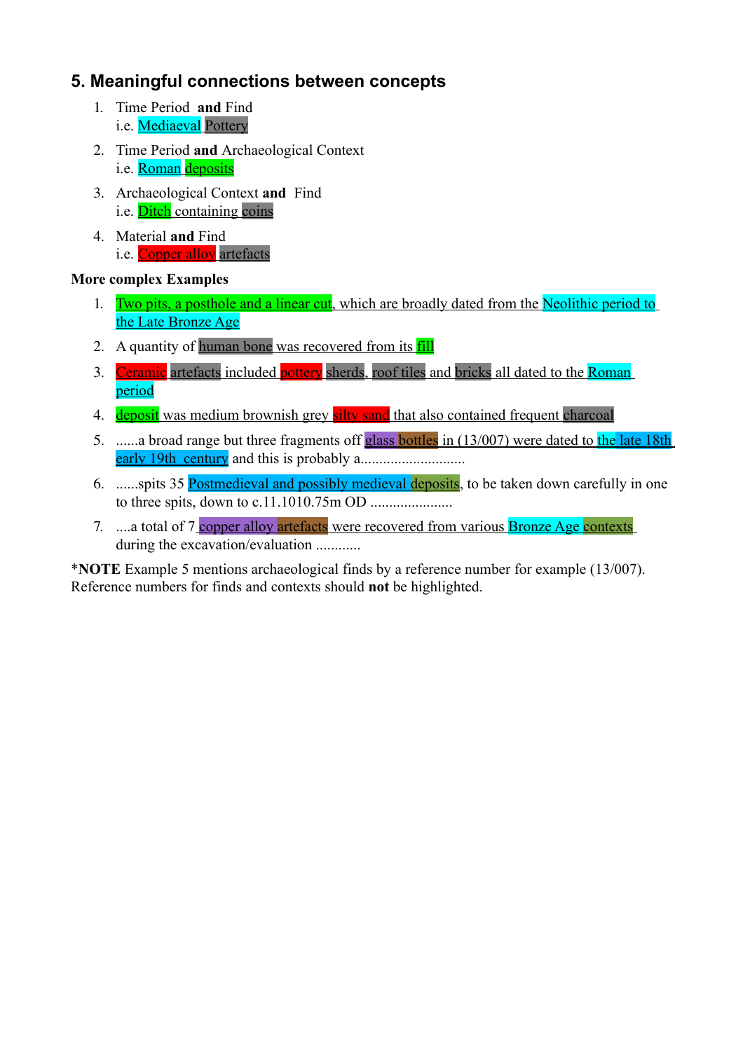## 5. Meaningful connections between concepts

1. Time Period **and** Find
   i.e. Mediaeval Pottery
2. Time Period **and** Archaeological Context
   i.e. Roman deposits
3. Archaeological Context **and** Find
   i.e. Ditch containing coins
4. Material **and** Find
   i.e. Copper alloy artefacts

**More complex Examples**

1. Two pits, a posthole and a linear cut, which are broadly dated from the Neolithic period to the Late Bronze Age
2. A quantity of human bone was recovered from its fill
3. Ceramic artefacts included pottery sherds, roof tiles and bricks all dated to the Roman period
4. deposit was medium brownish grey silty sand that also contained frequent charcoal
5. ......a broad range but three fragments off glass bottles in (13/007) were dated to the late 18th early 19th century and this is probably a............................
6. ......spits 35 Postmedieval and possibly medieval deposits, to be taken down carefully in one to three spits, down to c.11.1010.75m OD ......................
7. ....a total of 7 copper alloy artefacts were recovered from various Bronze Age contexts during the excavation/evaluation ............

*__NOTE__ Example 5 mentions archaeological finds by a reference number for example (13/007). Reference numbers for finds and contexts should **not** be highlighted.